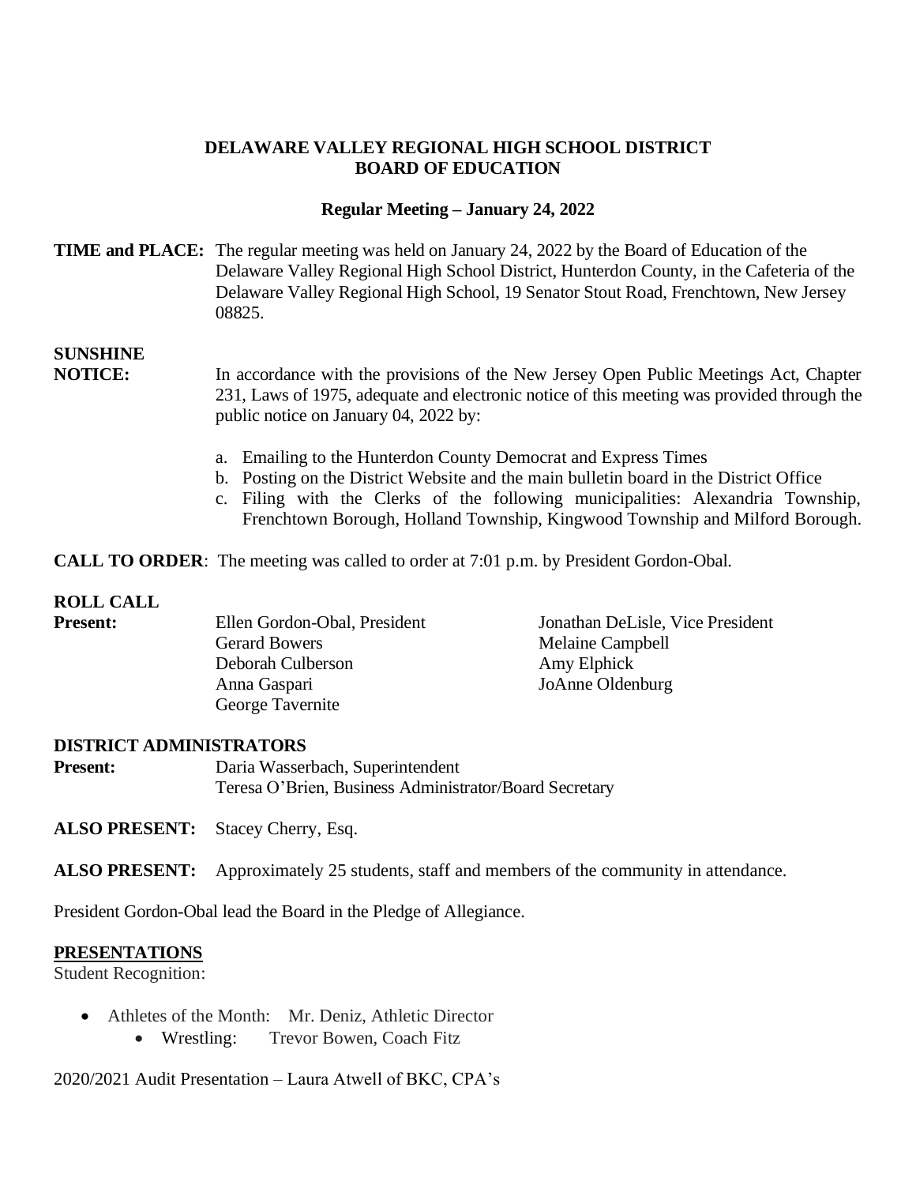# DELAWARE VALLEY REGIONAL HIGH SCHOOL DISTRICT
# BOARD OF EDUCATION

## Regular Meeting – January 24, 2022

**TIME and PLACE:** The regular meeting was held on January 24, 2022 by the Board of Education of the Delaware Valley Regional High School District, Hunterdon County, in the Cafeteria of the Delaware Valley Regional High School, 19 Senator Stout Road, Frenchtown, New Jersey 08825.

**SUNSHINE NOTICE:** In accordance with the provisions of the New Jersey Open Public Meetings Act, Chapter 231, Laws of 1975, adequate and electronic notice of this meeting was provided through the public notice on January 04, 2022 by:

a. Emailing to the Hunterdon County Democrat and Express Times
b. Posting on the District Website and the main bulletin board in the District Office
c. Filing with the Clerks of the following municipalities: Alexandria Township, Frenchtown Borough, Holland Township, Kingwood Township and Milford Borough.

**CALL TO ORDER**: The meeting was called to order at 7:01 p.m. by President Gordon-Obal.

**ROLL CALL**

**Present:**

Ellen Gordon-Obal, President
Jonathan DeLisle, Vice President
Gerard Bowers
Melaine Campbell
Deborah Culberson
Amy Elphick
Anna Gaspari
JoAnne Oldenburg
George Tavernite

**DISTRICT ADMINISTRATORS**

**Present:** Daria Wasserbach, Superintendent
Teresa O'Brien, Business Administrator/Board Secretary

**ALSO PRESENT:** Stacey Cherry, Esq.

**ALSO PRESENT:** Approximately 25 students, staff and members of the community in attendance.

President Gordon-Obal lead the Board in the Pledge of Allegiance.

**PRESENTATIONS**

Student Recognition:

- Athletes of the Month: Mr. Deniz, Athletic Director
  - Wrestling: Trevor Bowen, Coach Fitz

2020/2021 Audit Presentation – Laura Atwell of BKC, CPA's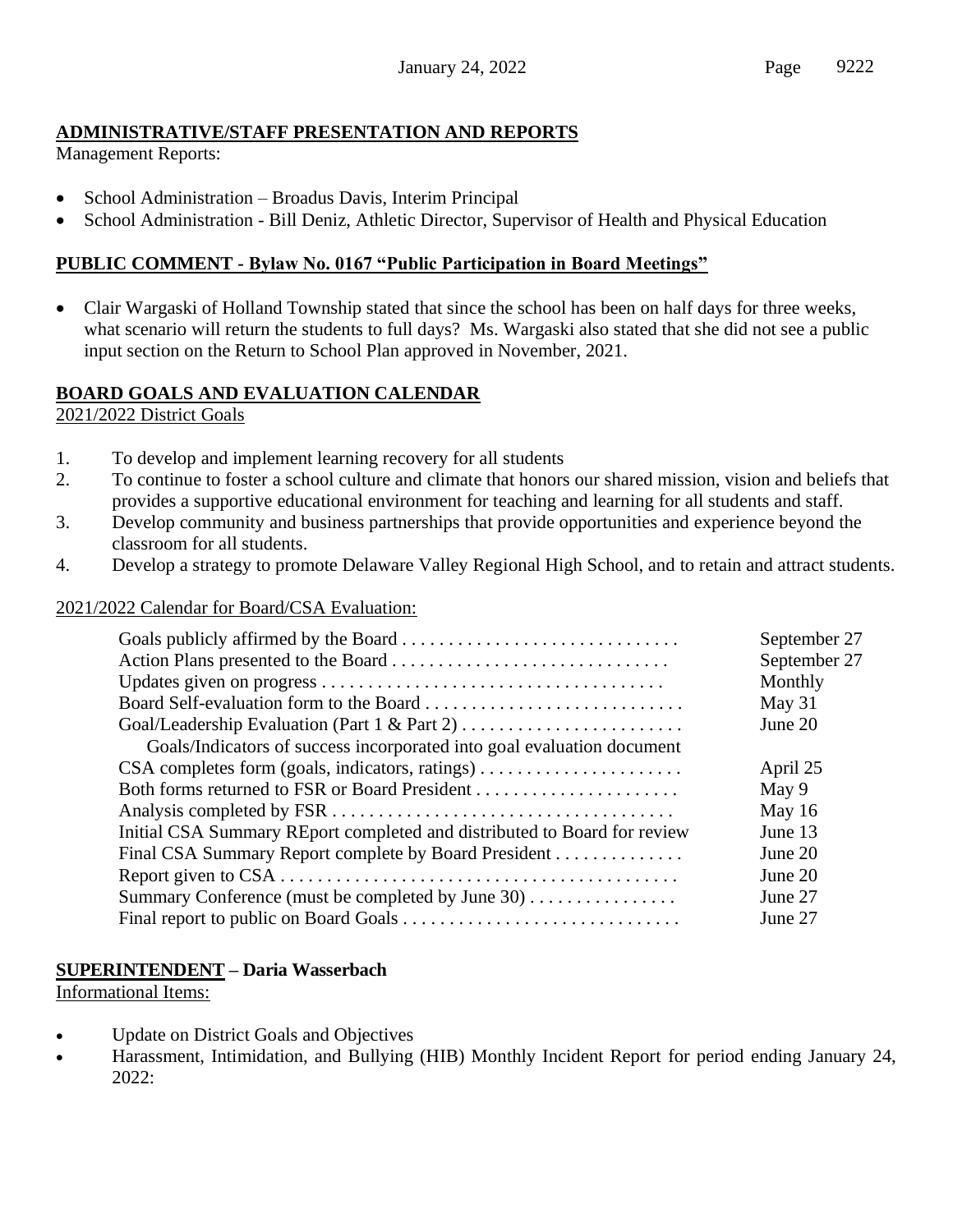**ADMINISTRATIVE/STAFF PRESENTATION AND REPORTS**

Management Reports:

- School Administration – Broadus Davis, Interim Principal
- School Administration - Bill Deniz, Athletic Director, Supervisor of Health and Physical Education

**PUBLIC COMMENT - Bylaw No. 0167 "Public Participation in Board Meetings"**

- Clair Wargaski of Holland Township stated that since the school has been on half days for three weeks, what scenario will return the students to full days? Ms. Wargaski also stated that she did not see a public input section on the Return to School Plan approved in November, 2021.

**BOARD GOALS AND EVALUATION CALENDAR**

2021/2022 District Goals

1. To develop and implement learning recovery for all students
2. To continue to foster a school culture and climate that honors our shared mission, vision and beliefs that provides a supportive educational environment for teaching and learning for all students and staff.
3. Develop community and business partnerships that provide opportunities and experience beyond the classroom for all students.
4. Develop a strategy to promote Delaware Valley Regional High School, and to retain and attract students.

2021/2022 Calendar for Board/CSA Evaluation:

| | |
|---|---|
| Goals publicly affirmed by the Board | September 27 |
| Action Plans presented to the Board | September 27 |
| Updates given on progress | Monthly |
| Board Self-evaluation form to the Board | May 31 |
| Goal/Leadership Evaluation (Part 1 & Part 2) | June 20 |
| Goals/Indicators of success incorporated into goal evaluation document | |
| CSA completes form (goals, indicators, ratings) | April 25 |
| Both forms returned to FSR or Board President | May 9 |
| Analysis completed by FSR | May 16 |
| Initial CSA Summary REport completed and distributed to Board for review | June 13 |
| Final CSA Summary Report complete by Board President | June 20 |
| Report given to CSA | June 20 |
| Summary Conference (must be completed by June 30) | June 27 |
| Final report to public on Board Goals | June 27 |

**SUPERINTENDENT – Daria Wasserbach**

Informational Items:

- Update on District Goals and Objectives
- Harassment, Intimidation, and Bullying (HIB) Monthly Incident Report for period ending January 24, 2022: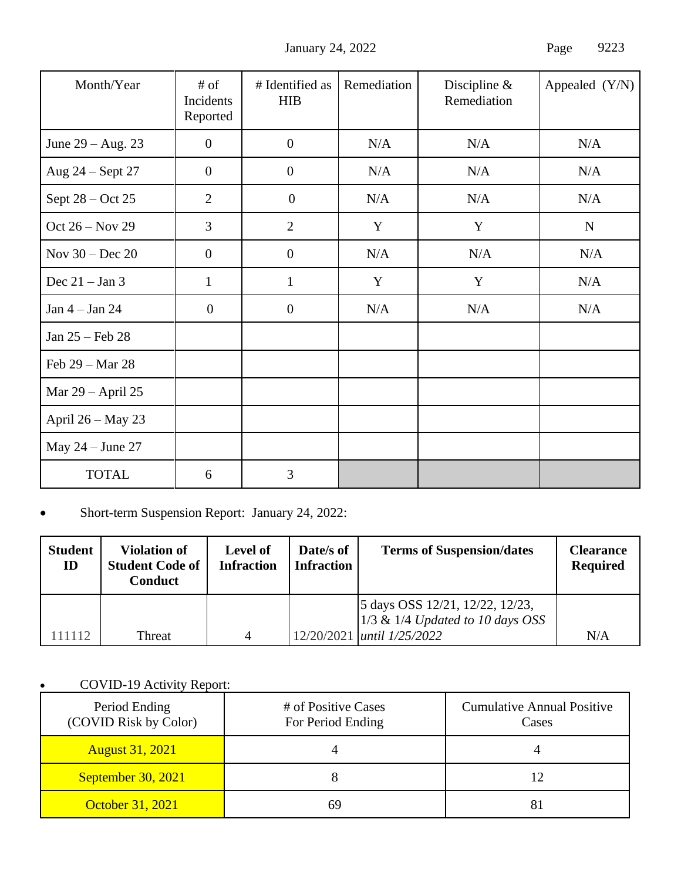| Month/Year | # of Incidents Reported | # Identified as HIB | Remediation | Discipline & Remediation | Appealed (Y/N) |
|---|---|---|---|---|---|
| June 29 – Aug. 23 | 0 | 0 | N/A | N/A | N/A |
| Aug 24 – Sept 27 | 0 | 0 | N/A | N/A | N/A |
| Sept 28 – Oct 25 | 2 | 0 | N/A | N/A | N/A |
| Oct 26 – Nov 29 | 3 | 2 | Y | Y | N |
| Nov 30 – Dec 20 | 0 | 0 | N/A | N/A | N/A |
| Dec 21 – Jan 3 | 1 | 1 | Y | Y | N/A |
| Jan 4 – Jan 24 | 0 | 0 | N/A | N/A | N/A |
| Jan 25 – Feb 28 | | | | | |
| Feb 29 – Mar 28 | | | | | |
| Mar 29 – April 25 | | | | | |
| April 26 – May 23 | | | | | |
| May 24 – June 27 | | | | | |
| TOTAL | 6 | 3 | | | |

- Short-term Suspension Report: January 24, 2022:

| Student ID | Violation of Student Code of Conduct | Level of Infraction | Date/s of Infraction | Terms of Suspension/dates | Clearance Required |
|---|---|---|---|---|---|
| 111112 | Threat | 4 | 12/20/2021 | 5 days OSS 12/21, 12/22, 12/23, 1/3 & 1/4 *Updated to 10 days OSS until 1/25/2022* | N/A |

- COVID-19 Activity Report:

| Period Ending (COVID Risk by Color) | # of Positive Cases For Period Ending | Cumulative Annual Positive Cases |
|---|---|---|
| August 31, 2021 | 4 | 4 |
| September 30, 2021 | 8 | 12 |
| October 31, 2021 | 69 | 81 |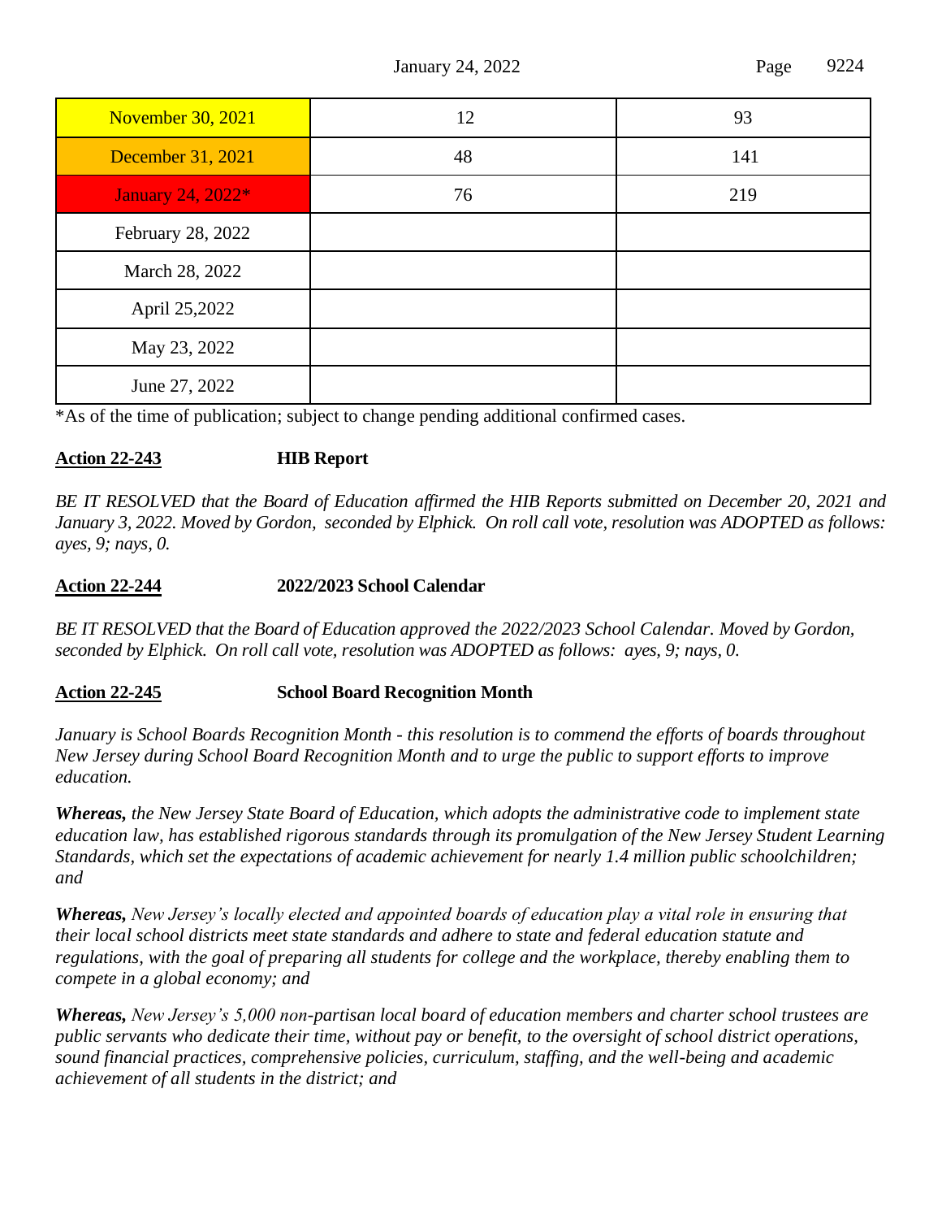| November 30, 2021 | 12 | 93 |
|---|---|---|
| December 31, 2021 | 48 | 141 |
| January 24, 2022* | 76 | 219 |
| February 28, 2022 | | |
| March 28, 2022 | | |
| April 25,2022 | | |
| May 23, 2022 | | |
| June 27, 2022 | | |

*As of the time of publication; subject to change pending additional confirmed cases.

**Action 22-243** **HIB Report**

*BE IT RESOLVED that the Board of Education affirmed the HIB Reports submitted on December 20, 2021 and January 3, 2022. Moved by Gordon, seconded by Elphick. On roll call vote, resolution was ADOPTED as follows: ayes, 9; nays, 0.*

**Action 22-244** **2022/2023 School Calendar**

*BE IT RESOLVED that the Board of Education approved the 2022/2023 School Calendar. Moved by Gordon, seconded by Elphick. On roll call vote, resolution was ADOPTED as follows: ayes, 9; nays, 0.*

**Action 22-245** **School Board Recognition Month**

*January is School Boards Recognition Month - this resolution is to commend the efforts of boards throughout New Jersey during School Board Recognition Month and to urge the public to support efforts to improve education.*

***Whereas,*** *the New Jersey State Board of Education, which adopts the administrative code to implement state education law, has established rigorous standards through its promulgation of the New Jersey Student Learning Standards, which set the expectations of academic achievement for nearly 1.4 million public schoolchildren; and*

***Whereas,*** *New Jersey's locally elected and appointed boards of education play a vital role in ensuring that their local school districts meet state standards and adhere to state and federal education statute and regulations, with the goal of preparing all students for college and the workplace, thereby enabling them to compete in a global economy; and*

***Whereas,*** *New Jersey's 5,000 non-partisan local board of education members and charter school trustees are public servants who dedicate their time, without pay or benefit, to the oversight of school district operations, sound financial practices, comprehensive policies, curriculum, staffing, and the well-being and academic achievement of all students in the district; and*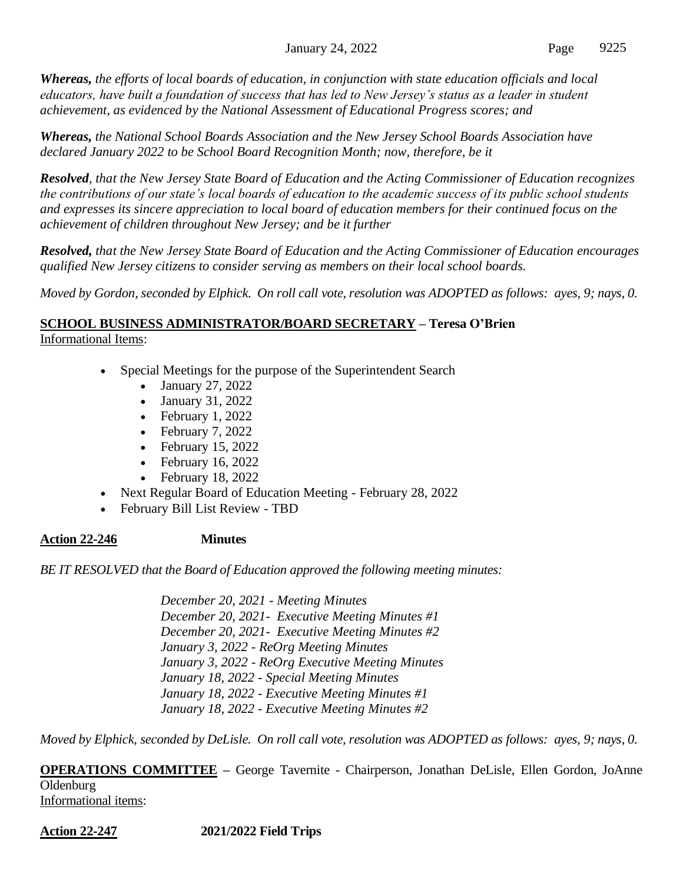***Whereas,*** *the efforts of local boards of education, in conjunction with state education officials and local educators, have built a foundation of success that has led to New Jersey's status as a leader in student achievement, as evidenced by the National Assessment of Educational Progress scores; and*

***Whereas,*** *the National School Boards Association and the New Jersey School Boards Association have declared January 2022 to be School Board Recognition Month; now, therefore, be it*

***Resolved***, *that the New Jersey State Board of Education and the Acting Commissioner of Education recognizes the contributions of our state's local boards of education to the academic success of its public school students and expresses its sincere appreciation to local board of education members for their continued focus on the achievement of children throughout New Jersey; and be it further*

***Resolved,*** *that the New Jersey State Board of Education and the Acting Commissioner of Education encourages qualified New Jersey citizens to consider serving as members on their local school boards.*

*Moved by Gordon, seconded by Elphick. On roll call vote, resolution was ADOPTED as follows: ayes, 9; nays, 0.*

**SCHOOL BUSINESS ADMINISTRATOR/BOARD SECRETARY – Teresa O'Brien**

Informational Items:

- Special Meetings for the purpose of the Superintendent Search
  - January 27, 2022
  - January 31, 2022
  - February 1, 2022
  - February 7, 2022
  - February 15, 2022
  - February 16, 2022
  - February 18, 2022
- Next Regular Board of Education Meeting - February 28, 2022
- February Bill List Review - TBD

**Action 22-246** **Minutes**

*BE IT RESOLVED that the Board of Education approved the following meeting minutes:*

*December 20, 2021 - Meeting Minutes*
*December 20, 2021- Executive Meeting Minutes #1*
*December 20, 2021- Executive Meeting Minutes #2*
*January 3, 2022 - ReOrg Meeting Minutes*
*January 3, 2022 - ReOrg Executive Meeting Minutes*
*January 18, 2022 - Special Meeting Minutes*
*January 18, 2022 - Executive Meeting Minutes #1*
*January 18, 2022 - Executive Meeting Minutes #2*

*Moved by Elphick, seconded by DeLisle. On roll call vote, resolution was ADOPTED as follows: ayes, 9; nays, 0.*

**OPERATIONS COMMITTEE** – George Tavernite - Chairperson, Jonathan DeLisle, Ellen Gordon, JoAnne Oldenburg

Informational items:

**Action 22-247** **2021/2022 Field Trips**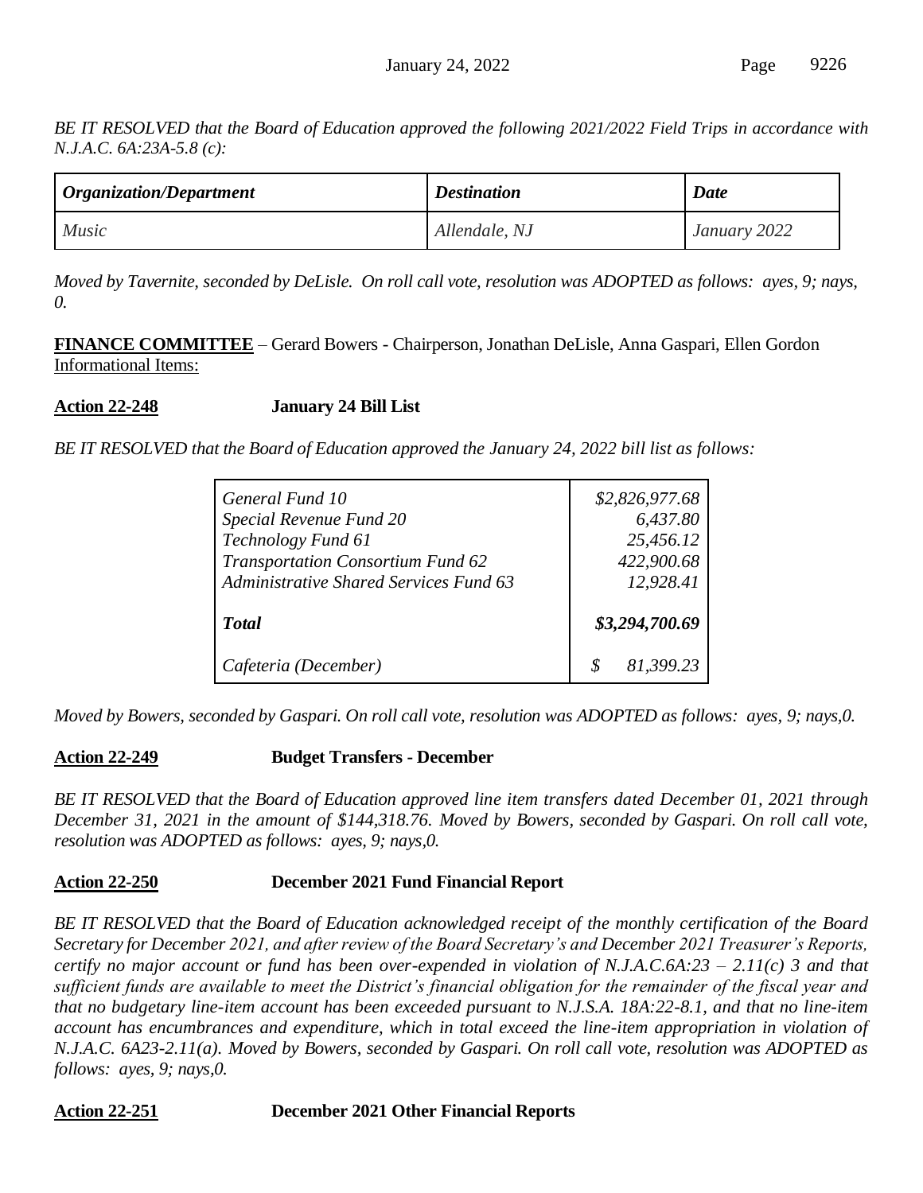*BE IT RESOLVED that the Board of Education approved the following 2021/2022 Field Trips in accordance with N.J.A.C. 6A:23A-5.8 (c):*

| *Organization/Department* | *Destination* | *Date* |
|---|---|---|
| *Music* | *Allendale, NJ* | *January 2022* |

*Moved by Tavernite, seconded by DeLisle. On roll call vote, resolution was ADOPTED as follows: ayes, 9; nays, 0.*

**FINANCE COMMITTEE** – Gerard Bowers - Chairperson, Jonathan DeLisle, Anna Gaspari, Ellen Gordon
Informational Items:

**Action 22-248 January 24 Bill List**

*BE IT RESOLVED that the Board of Education approved the January 24, 2022 bill list as follows:*

| | |
|---|---|
| *General Fund 10* | *$2,826,977.68* |
| *Special Revenue Fund 20* | *6,437.80* |
| *Technology Fund 61* | *25,456.12* |
| *Transportation Consortium Fund 62* | *422,900.68* |
| *Administrative Shared Services Fund 63* | *12,928.41* |
| ***Total*** | ***$3,294,700.69*** |
| *Cafeteria (December)* | *$ 81,399.23* |

*Moved by Bowers, seconded by Gaspari. On roll call vote, resolution was ADOPTED as follows: ayes, 9; nays,0.*

**Action 22-249 Budget Transfers - December**

*BE IT RESOLVED that the Board of Education approved line item transfers dated December 01, 2021 through December 31, 2021 in the amount of $144,318.76. Moved by Bowers, seconded by Gaspari. On roll call vote, resolution was ADOPTED as follows: ayes, 9; nays,0.*

**Action 22-250 December 2021 Fund Financial Report**

*BE IT RESOLVED that the Board of Education acknowledged receipt of the monthly certification of the Board Secretary for December 2021, and after review of the Board Secretary's and December 2021 Treasurer's Reports, certify no major account or fund has been over-expended in violation of N.J.A.C.6A:23 – 2.11(c) 3 and that sufficient funds are available to meet the District's financial obligation for the remainder of the fiscal year and that no budgetary line-item account has been exceeded pursuant to N.J.S.A. 18A:22-8.1, and that no line-item account has encumbrances and expenditure, which in total exceed the line-item appropriation in violation of N.J.A.C. 6A23-2.11(a). Moved by Bowers, seconded by Gaspari. On roll call vote, resolution was ADOPTED as follows: ayes, 9; nays,0.*

**Action 22-251 December 2021 Other Financial Reports**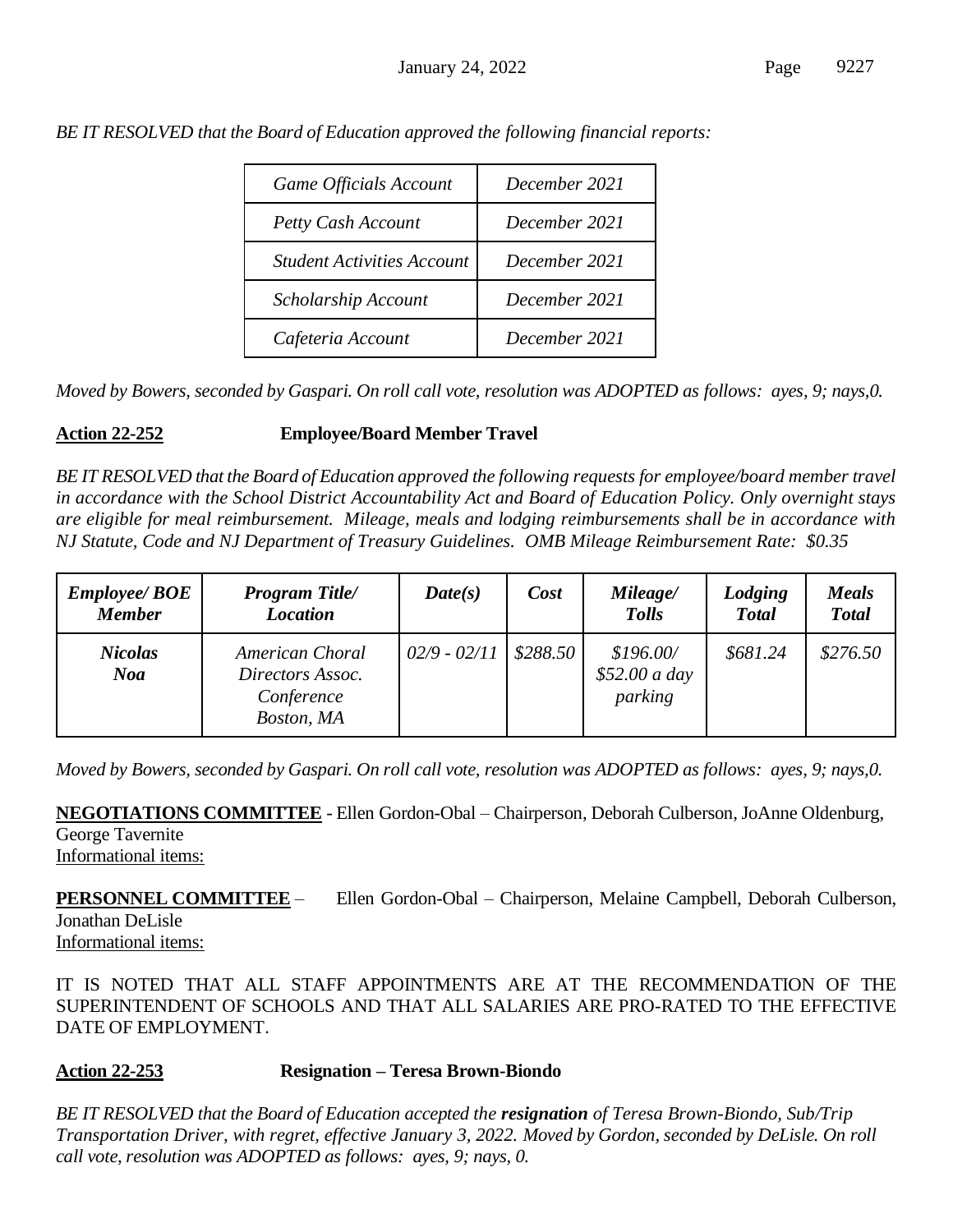*BE IT RESOLVED that the Board of Education approved the following financial reports:*

| | |
|---|---|
| *Game Officials Account* | *December 2021* |
| *Petty Cash Account* | *December 2021* |
| *Student Activities Account* | *December 2021* |
| *Scholarship Account* | *December 2021* |
| *Cafeteria Account* | *December 2021* |

*Moved by Bowers, seconded by Gaspari. On roll call vote, resolution was ADOPTED as follows: ayes, 9; nays,0.*

**Action 22-252** **Employee/Board Member Travel**

*BE IT RESOLVED that the Board of Education approved the following requests for employee/board member travel in accordance with the School District Accountability Act and Board of Education Policy. Only overnight stays are eligible for meal reimbursement. Mileage, meals and lodging reimbursements shall be in accordance with NJ Statute, Code and NJ Department of Treasury Guidelines. OMB Mileage Reimbursement Rate: $0.35*

| ***Employee/ BOE Member*** | ***Program Title/ Location*** | ***Date(s)*** | ***Cost*** | ***Mileage/ Tolls*** | ***Lodging Total*** | ***Meals Total*** |
|---|---|---|---|---|---|---|
| ***Nicolas Noa*** | *American Choral Directors Assoc. Conference Boston, MA* | *02/9 - 02/11* | *$288.50* | *$196.00/ $52.00 a day parking* | *$681.24* | *$276.50* |

*Moved by Bowers, seconded by Gaspari. On roll call vote, resolution was ADOPTED as follows: ayes, 9; nays,0.*

**NEGOTIATIONS COMMITTEE** - Ellen Gordon-Obal – Chairperson, Deborah Culberson, JoAnne Oldenburg, George Tavernite
Informational items:

**PERSONNEL COMMITTEE** – Ellen Gordon-Obal – Chairperson, Melaine Campbell, Deborah Culberson, Jonathan DeLisle
Informational items:

IT IS NOTED THAT ALL STAFF APPOINTMENTS ARE AT THE RECOMMENDATION OF THE SUPERINTENDENT OF SCHOOLS AND THAT ALL SALARIES ARE PRO-RATED TO THE EFFECTIVE DATE OF EMPLOYMENT.

**Action 22-253** **Resignation – Teresa Brown-Biondo**

*BE IT RESOLVED that the Board of Education accepted the **resignation** of Teresa Brown-Biondo, Sub/Trip Transportation Driver, with regret, effective January 3, 2022. Moved by Gordon, seconded by DeLisle. On roll call vote, resolution was ADOPTED as follows: ayes, 9; nays, 0.*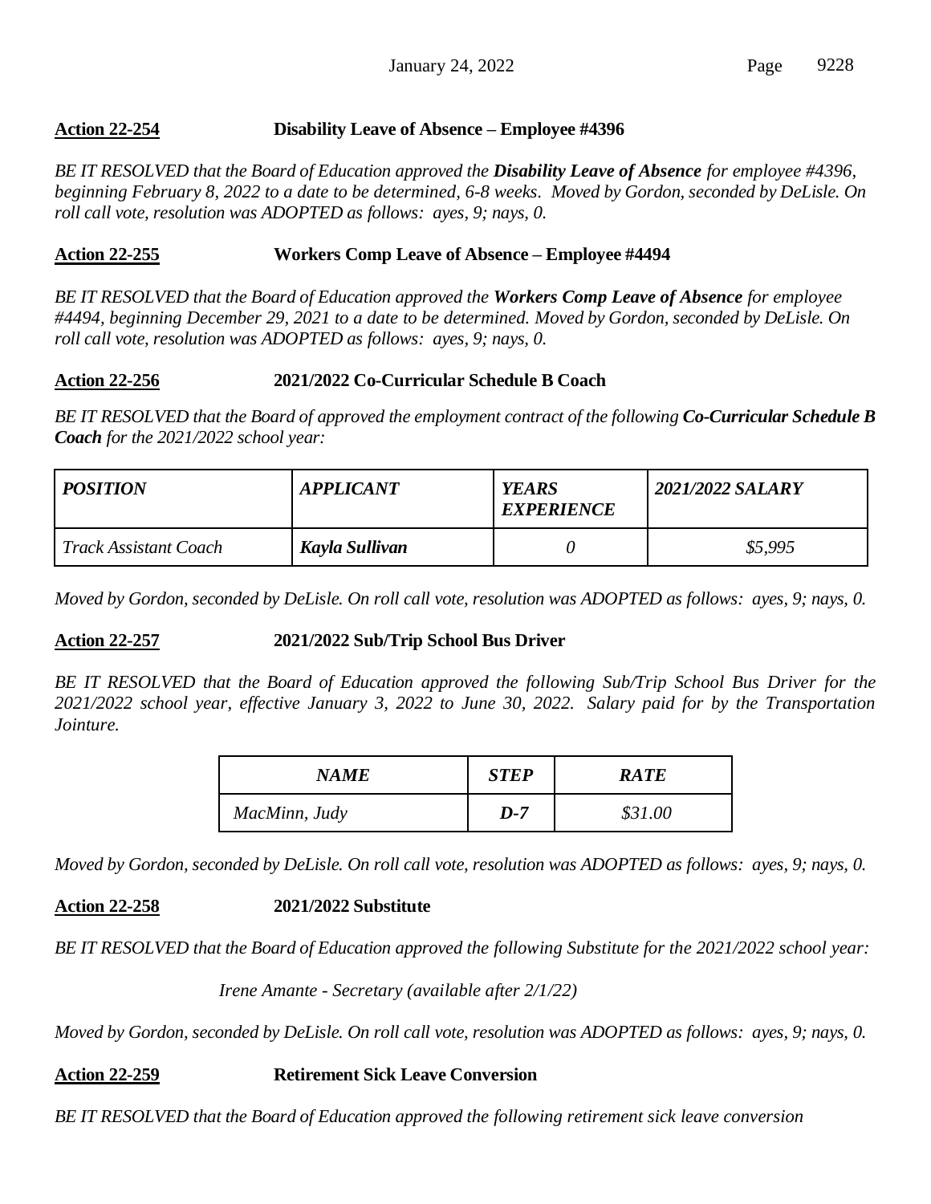**Action 22-254** **Disability Leave of Absence – Employee #4396**

*BE IT RESOLVED that the Board of Education approved the **Disability Leave of Absence** for employee #4396, beginning February 8, 2022 to a date to be determined, 6-8 weeks. Moved by Gordon, seconded by DeLisle. On roll call vote, resolution was ADOPTED as follows: ayes, 9; nays, 0.*

**Action 22-255** **Workers Comp Leave of Absence – Employee #4494**

*BE IT RESOLVED that the Board of Education approved the **Workers Comp Leave of Absence** for employee #4494, beginning December 29, 2021 to a date to be determined. Moved by Gordon, seconded by DeLisle. On roll call vote, resolution was ADOPTED as follows: ayes, 9; nays, 0.*

**Action 22-256** **2021/2022 Co-Curricular Schedule B Coach**

*BE IT RESOLVED that the Board of approved the employment contract of the following **Co-Curricular Schedule B Coach** for the 2021/2022 school year:*

| ***POSITION*** | ***APPLICANT*** | ***YEARS EXPERIENCE*** | ***2021/2022 SALARY*** |
|---|---|---|---|
| *Track Assistant Coach* | ***Kayla Sullivan*** | *0* | *$5,995* |

*Moved by Gordon, seconded by DeLisle. On roll call vote, resolution was ADOPTED as follows: ayes, 9; nays, 0.*

**Action 22-257** **2021/2022 Sub/Trip School Bus Driver**

*BE IT RESOLVED that the Board of Education approved the following Sub/Trip School Bus Driver for the 2021/2022 school year, effective January 3, 2022 to June 30, 2022. Salary paid for by the Transportation Jointure.*

| ***NAME*** | ***STEP*** | ***RATE*** |
|---|---|---|
| *MacMinn, Judy* | ***D-7*** | *$31.00* |

*Moved by Gordon, seconded by DeLisle. On roll call vote, resolution was ADOPTED as follows: ayes, 9; nays, 0.*

**Action 22-258** **2021/2022 Substitute**

*BE IT RESOLVED that the Board of Education approved the following Substitute for the 2021/2022 school year:*

*Irene Amante - Secretary (available after 2/1/22)*

*Moved by Gordon, seconded by DeLisle. On roll call vote, resolution was ADOPTED as follows: ayes, 9; nays, 0.*

**Action 22-259** **Retirement Sick Leave Conversion**

*BE IT RESOLVED that the Board of Education approved the following retirement sick leave conversion*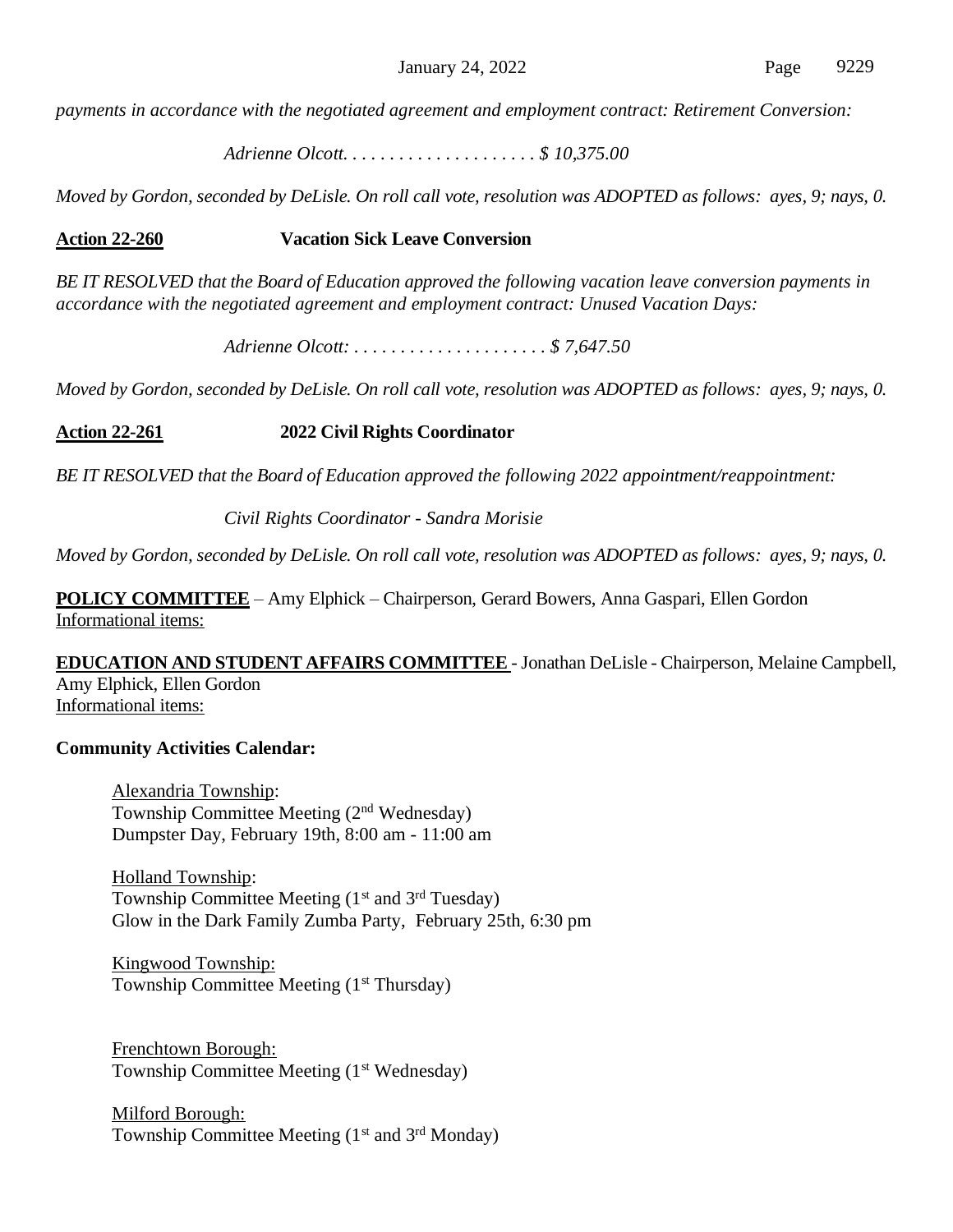*payments in accordance with the negotiated agreement and employment contract: Retirement Conversion:*

*Adrienne Olcott. . . . . . . . . . . . . . . . . . . . . $ 10,375.00*

*Moved by Gordon, seconded by DeLisle. On roll call vote, resolution was ADOPTED as follows: ayes, 9; nays, 0.*

**Action 22-260** **Vacation Sick Leave Conversion**

*BE IT RESOLVED that the Board of Education approved the following vacation leave conversion payments in accordance with the negotiated agreement and employment contract: Unused Vacation Days:*

*Adrienne Olcott: . . . . . . . . . . . . . . . . . . . . . $ 7,647.50*

*Moved by Gordon, seconded by DeLisle. On roll call vote, resolution was ADOPTED as follows: ayes, 9; nays, 0.*

**Action 22-261** **2022 Civil Rights Coordinator**

*BE IT RESOLVED that the Board of Education approved the following 2022 appointment/reappointment:*

*Civil Rights Coordinator - Sandra Morisie*

*Moved by Gordon, seconded by DeLisle. On roll call vote, resolution was ADOPTED as follows: ayes, 9; nays, 0.*

**POLICY COMMITTEE** – Amy Elphick – Chairperson, Gerard Bowers, Anna Gaspari, Ellen Gordon
Informational items:

**EDUCATION AND STUDENT AFFAIRS COMMITTEE** - Jonathan DeLisle - Chairperson, Melaine Campbell, Amy Elphick, Ellen Gordon
Informational items:

**Community Activities Calendar:**

Alexandria Township:
Township Committee Meeting (2nd Wednesday)
Dumpster Day, February 19th, 8:00 am - 11:00 am

Holland Township:
Township Committee Meeting (1st and 3rd Tuesday)
Glow in the Dark Family Zumba Party, February 25th, 6:30 pm

Kingwood Township:
Township Committee Meeting (1st Thursday)

Frenchtown Borough:
Township Committee Meeting (1st Wednesday)

Milford Borough:
Township Committee Meeting (1st and 3rd Monday)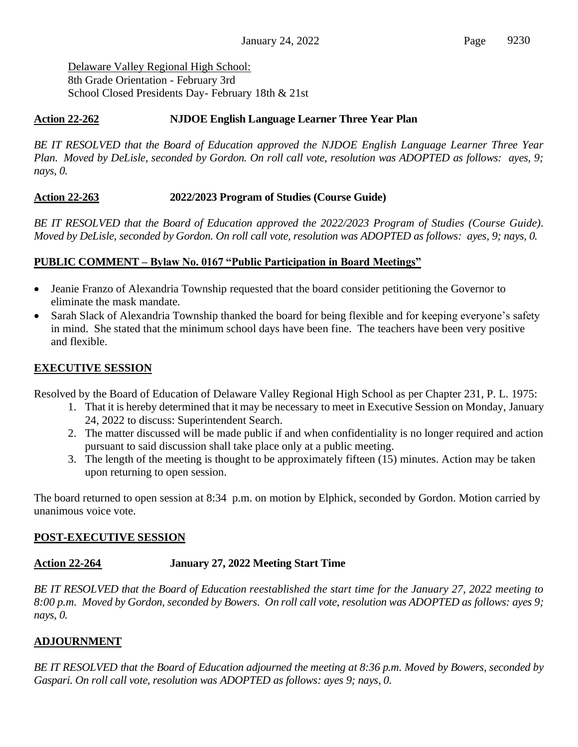Delaware Valley Regional High School:
8th Grade Orientation - February 3rd
School Closed Presidents Day- February 18th & 21st

**Action 22-262 NJDOE English Language Learner Three Year Plan**

*BE IT RESOLVED that the Board of Education approved the NJDOE English Language Learner Three Year Plan. Moved by DeLisle, seconded by Gordon. On roll call vote, resolution was ADOPTED as follows: ayes, 9; nays, 0.*

**Action 22-263 2022/2023 Program of Studies (Course Guide)**

*BE IT RESOLVED that the Board of Education approved the 2022/2023 Program of Studies (Course Guide). Moved by DeLisle, seconded by Gordon. On roll call vote, resolution was ADOPTED as follows: ayes, 9; nays, 0.*

## PUBLIC COMMENT – Bylaw No. 0167 "Public Participation in Board Meetings"

- Jeanie Franzo of Alexandria Township requested that the board consider petitioning the Governor to eliminate the mask mandate.
- Sarah Slack of Alexandria Township thanked the board for being flexible and for keeping everyone's safety in mind. She stated that the minimum school days have been fine. The teachers have been very positive and flexible.

## EXECUTIVE SESSION

Resolved by the Board of Education of Delaware Valley Regional High School as per Chapter 231, P. L. 1975:

1. That it is hereby determined that it may be necessary to meet in Executive Session on Monday, January 24, 2022 to discuss: Superintendent Search.
2. The matter discussed will be made public if and when confidentiality is no longer required and action pursuant to said discussion shall take place only at a public meeting.
3. The length of the meeting is thought to be approximately fifteen (15) minutes. Action may be taken upon returning to open session.

The board returned to open session at 8:34 p.m. on motion by Elphick, seconded by Gordon. Motion carried by unanimous voice vote.

## POST-EXECUTIVE SESSION

**Action 22-264 January 27, 2022 Meeting Start Time**

*BE IT RESOLVED that the Board of Education reestablished the start time for the January 27, 2022 meeting to 8:00 p.m. Moved by Gordon, seconded by Bowers. On roll call vote, resolution was ADOPTED as follows: ayes 9; nays, 0.*

## ADJOURNMENT

*BE IT RESOLVED that the Board of Education adjourned the meeting at 8:36 p.m. Moved by Bowers, seconded by Gaspari. On roll call vote, resolution was ADOPTED as follows: ayes 9; nays, 0.*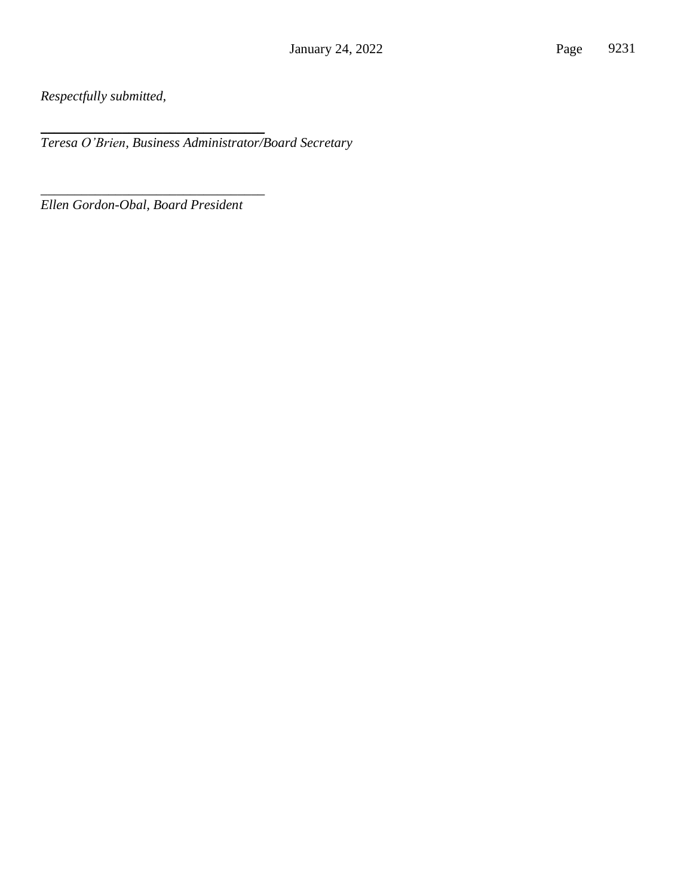*Respectfully submitted,*

\_\_\_\_\_\_\_\_\_\_\_\_\_\_\_\_\_\_\_\_\_\_\_\_\_\_\_\_\_\_\_\_

*Teresa O'Brien, Business Administrator/Board Secretary*

\_\_\_\_\_\_\_\_\_\_\_\_\_\_\_\_\_\_\_\_\_\_\_\_\_\_\_\_\_\_\_\_

*Ellen Gordon-Obal, Board President*